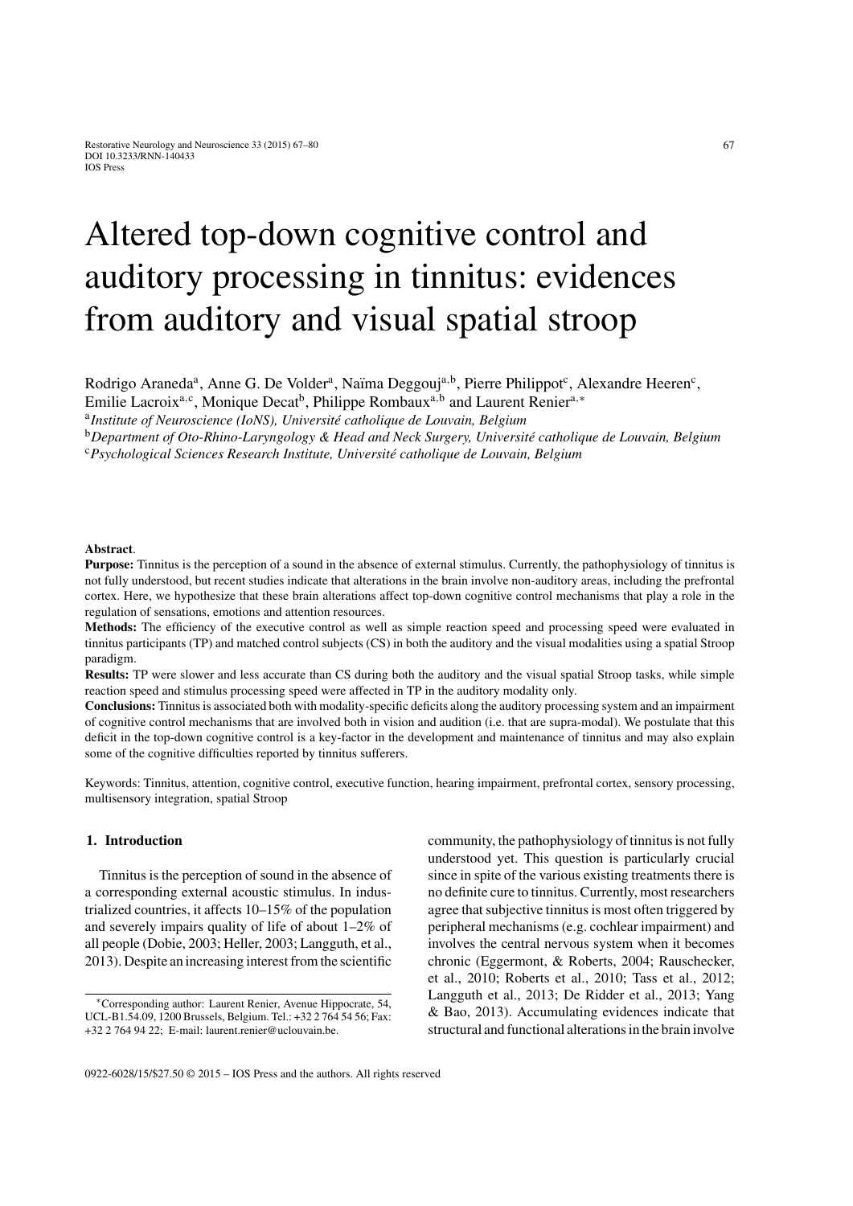# Altered top-down cognitive control and auditory processing in tinnitus: evidences from auditory and visual spatial stroop

Rodrigo Araneda[a], Anne G. De Volder[a], Naïma Deggouj[a,b], Pierre Philippot[c], Alexandre Heeren[c], Emilie Lacroix[a,c], Monique Decat[b], Philippe Rombaux[a,b] and Laurent Renier[a,*]

[a]*Institute of Neuroscience (IoNS), Université catholique de Louvain, Belgium*

[b]*Department of Oto-Rhino-Laryngology & Head and Neck Surgery, Université catholique de Louvain, Belgium*

[c]*Psychological Sciences Research Institute, Université catholique de Louvain, Belgium*

**Abstract**.

**Purpose:** Tinnitus is the perception of a sound in the absence of external stimulus. Currently, the pathophysiology of tinnitus is not fully understood, but recent studies indicate that alterations in the brain involve non-auditory areas, including the prefrontal cortex. Here, we hypothesize that these brain alterations affect top-down cognitive control mechanisms that play a role in the regulation of sensations, emotions and attention resources.

**Methods:** The efficiency of the executive control as well as simple reaction speed and processing speed were evaluated in tinnitus participants (TP) and matched control subjects (CS) in both the auditory and the visual modalities using a spatial Stroop paradigm.

**Results:** TP were slower and less accurate than CS during both the auditory and the visual spatial Stroop tasks, while simple reaction speed and stimulus processing speed were affected in TP in the auditory modality only.

**Conclusions:** Tinnitus is associated both with modality-specific deficits along the auditory processing system and an impairment of cognitive control mechanisms that are involved both in vision and audition (i.e. that are supra-modal). We postulate that this deficit in the top-down cognitive control is a key-factor in the development and maintenance of tinnitus and may also explain some of the cognitive difficulties reported by tinnitus sufferers.

Keywords: Tinnitus, attention, cognitive control, executive function, hearing impairment, prefrontal cortex, sensory processing, multisensory integration, spatial Stroop

## 1. Introduction

Tinnitus is the perception of sound in the absence of a corresponding external acoustic stimulus. In industrialized countries, it affects 10–15% of the population and severely impairs quality of life of about 1–2% of all people (Dobie, 2003; Heller, 2003; Langguth, et al., 2013). Despite an increasing interest from the scientific community, the pathophysiology of tinnitus is not fully understood yet. This question is particularly crucial since in spite of the various existing treatments there is no definite cure to tinnitus. Currently, most researchers agree that subjective tinnitus is most often triggered by peripheral mechanisms (e.g. cochlear impairment) and involves the central nervous system when it becomes chronic (Eggermont, & Roberts, 2004; Rauschecker, et al., 2010; Roberts et al., 2010; Tass et al., 2012; Langguth et al., 2013; De Ridder et al., 2013; Yang & Bao, 2013). Accumulating evidences indicate that structural and functional alterations in the brain involve

*Corresponding author: Laurent Renier, Avenue Hippocrate, 54, UCL-B1.54.09, 1200 Brussels, Belgium. Tel.: +32 2 764 54 56; Fax: +32 2 764 94 22; E-mail: laurent.renier@uclouvain.be.

0922-6028/15/$27.50 © 2015 – IOS Press and the authors. All rights reserved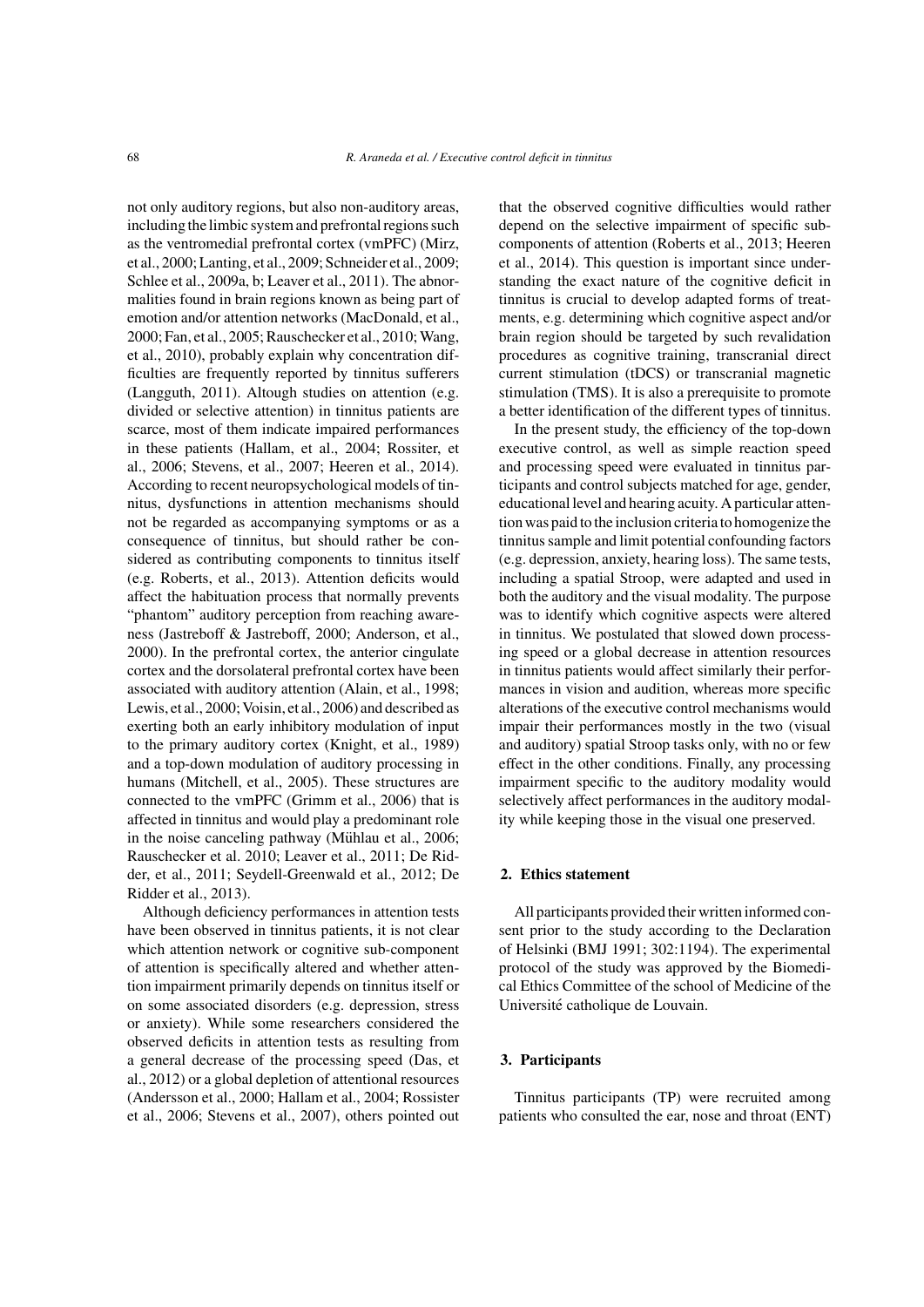not only auditory regions, but also non-auditory areas, including the limbic system and prefrontal regions such as the ventromedial prefrontal cortex (vmPFC) (Mirz, et al., 2000; Lanting, et al., 2009; Schneider et al., 2009; Schlee et al., 2009a, b; Leaver et al., 2011). The abnormalities found in brain regions known as being part of emotion and/or attention networks (MacDonald, et al., 2000; Fan, et al., 2005; Rauschecker et al., 2010; Wang, et al., 2010), probably explain why concentration difficulties are frequently reported by tinnitus sufferers (Langguth, 2011). Altough studies on attention (e.g. divided or selective attention) in tinnitus patients are scarce, most of them indicate impaired performances in these patients (Hallam, et al., 2004; Rossiter, et al., 2006; Stevens, et al., 2007; Heeren et al., 2014). According to recent neuropsychological models of tinnitus, dysfunctions in attention mechanisms should not be regarded as accompanying symptoms or as a consequence of tinnitus, but should rather be considered as contributing components to tinnitus itself (e.g. Roberts, et al., 2013). Attention deficits would affect the habituation process that normally prevents "phantom" auditory perception from reaching awareness (Jastreboff & Jastreboff, 2000; Anderson, et al., 2000). In the prefrontal cortex, the anterior cingulate cortex and the dorsolateral prefrontal cortex have been associated with auditory attention (Alain, et al., 1998; Lewis, et al., 2000; Voisin, et al., 2006) and described as exerting both an early inhibitory modulation of input to the primary auditory cortex (Knight, et al., 1989) and a top-down modulation of auditory processing in humans (Mitchell, et al., 2005). These structures are connected to the vmPFC (Grimm et al., 2006) that is affected in tinnitus and would play a predominant role in the noise canceling pathway (Mühlau et al., 2006; Rauschecker et al. 2010; Leaver et al., 2011; De Ridder, et al., 2011; Seydell-Greenwald et al., 2012; De Ridder et al., 2013).

Although deficiency performances in attention tests have been observed in tinnitus patients, it is not clear which attention network or cognitive sub-component of attention is specifically altered and whether attention impairment primarily depends on tinnitus itself or on some associated disorders (e.g. depression, stress or anxiety). While some researchers considered the observed deficits in attention tests as resulting from a general decrease of the processing speed (Das, et al., 2012) or a global depletion of attentional resources (Andersson et al., 2000; Hallam et al., 2004; Rossister et al., 2006; Stevens et al., 2007), others pointed out that the observed cognitive difficulties would rather depend on the selective impairment of specific sub-components of attention (Roberts et al., 2013; Heeren et al., 2014). This question is important since understanding the exact nature of the cognitive deficit in tinnitus is crucial to develop adapted forms of treatments, e.g. determining which cognitive aspect and/or brain region should be targeted by such revalidation procedures as cognitive training, transcranial direct current stimulation (tDCS) or transcranial magnetic stimulation (TMS). It is also a prerequisite to promote a better identification of the different types of tinnitus.

In the present study, the efficiency of the top-down executive control, as well as simple reaction speed and processing speed were evaluated in tinnitus participants and control subjects matched for age, gender, educational level and hearing acuity. A particular attention was paid to the inclusion criteria to homogenize the tinnitus sample and limit potential confounding factors (e.g. depression, anxiety, hearing loss). The same tests, including a spatial Stroop, were adapted and used in both the auditory and the visual modality. The purpose was to identify which cognitive aspects were altered in tinnitus. We postulated that slowed down processing speed or a global decrease in attention resources in tinnitus patients would affect similarly their performances in vision and audition, whereas more specific alterations of the executive control mechanisms would impair their performances mostly in the two (visual and auditory) spatial Stroop tasks only, with no or few effect in the other conditions. Finally, any processing impairment specific to the auditory modality would selectively affect performances in the auditory modality while keeping those in the visual one preserved.

## 2. Ethics statement

All participants provided their written informed consent prior to the study according to the Declaration of Helsinki (BMJ 1991; 302:1194). The experimental protocol of the study was approved by the Biomedical Ethics Committee of the school of Medicine of the Université catholique de Louvain.

## 3. Participants

Tinnitus participants (TP) were recruited among patients who consulted the ear, nose and throat (ENT)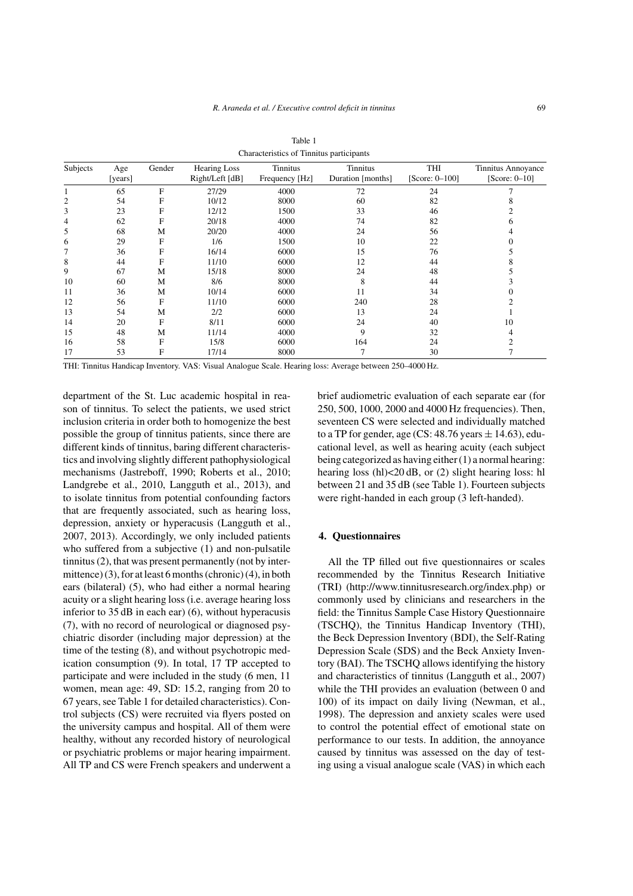Table 1
Characteristics of Tinnitus participants

| Subjects | Age [years] | Gender | Hearing Loss Right/Left [dB] | Tinnitus Frequency [Hz] | Tinnitus Duration [months] | THI [Score: 0–100] | Tinnitus Annoyance [Score: 0–10] |
|---|---|---|---|---|---|---|---|
| 1 | 65 | F | 27/29 | 4000 | 72 | 24 | 7 |
| 2 | 54 | F | 10/12 | 8000 | 60 | 82 | 8 |
| 3 | 23 | F | 12/12 | 1500 | 33 | 46 | 2 |
| 4 | 62 | F | 20/18 | 4000 | 74 | 82 | 6 |
| 5 | 68 | M | 20/20 | 4000 | 24 | 56 | 4 |
| 6 | 29 | F | 1/6 | 1500 | 10 | 22 | 0 |
| 7 | 36 | F | 16/14 | 6000 | 15 | 76 | 5 |
| 8 | 44 | F | 11/10 | 6000 | 12 | 44 | 8 |
| 9 | 67 | M | 15/18 | 8000 | 24 | 48 | 5 |
| 10 | 60 | M | 8/6 | 8000 | 8 | 44 | 3 |
| 11 | 36 | M | 10/14 | 6000 | 11 | 34 | 0 |
| 12 | 56 | F | 11/10 | 6000 | 240 | 28 | 2 |
| 13 | 54 | M | 2/2 | 6000 | 13 | 24 | 1 |
| 14 | 20 | F | 8/11 | 6000 | 24 | 40 | 10 |
| 15 | 48 | M | 11/14 | 4000 | 9 | 32 | 4 |
| 16 | 58 | F | 15/8 | 6000 | 164 | 24 | 2 |
| 17 | 53 | F | 17/14 | 8000 | 7 | 30 | 7 |

THI: Tinnitus Handicap Inventory. VAS: Visual Analogue Scale. Hearing loss: Average between 250–4000 Hz.

department of the St. Luc academic hospital in reason of tinnitus. To select the patients, we used strict inclusion criteria in order both to homogenize the best possible the group of tinnitus patients, since there are different kinds of tinnitus, baring different characteristics and involving slightly different pathophysiological mechanisms (Jastreboff, 1990; Roberts et al., 2010; Landgrebe et al., 2010, Langguth et al., 2013), and to isolate tinnitus from potential confounding factors that are frequently associated, such as hearing loss, depression, anxiety or hyperacusis (Langguth et al., 2007, 2013). Accordingly, we only included patients who suffered from a subjective (1) and non-pulsatile tinnitus (2), that was present permanently (not by intermittence) (3), for at least 6 months (chronic) (4), in both ears (bilateral) (5), who had either a normal hearing acuity or a slight hearing loss (i.e. average hearing loss inferior to 35 dB in each ear) (6), without hyperacusis (7), with no record of neurological or diagnosed psychiatric disorder (including major depression) at the time of the testing (8), and without psychotropic medication consumption (9). In total, 17 TP accepted to participate and were included in the study (6 men, 11 women, mean age: 49, SD: 15.2, ranging from 20 to 67 years, see Table 1 for detailed characteristics). Control subjects (CS) were recruited via flyers posted on the university campus and hospital. All of them were healthy, without any recorded history of neurological or psychiatric problems or major hearing impairment. All TP and CS were French speakers and underwent a brief audiometric evaluation of each separate ear (for 250, 500, 1000, 2000 and 4000 Hz frequencies). Then, seventeen CS were selected and individually matched to a TP for gender, age (CS: 48.76 years $\pm$ 14.63), educational level, as well as hearing acuity (each subject being categorized as having either (1) a normal hearing: hearing loss (hl)<20 dB, or (2) slight hearing loss: hl between 21 and 35 dB (see Table 1). Fourteen subjects were right-handed in each group (3 left-handed).

## 4. Questionnaires

All the TP filled out five questionnaires or scales recommended by the Tinnitus Research Initiative (TRI) (http://www.tinnitusresearch.org/index.php) or commonly used by clinicians and researchers in the field: the Tinnitus Sample Case History Questionnaire (TSCHQ), the Tinnitus Handicap Inventory (THI), the Beck Depression Inventory (BDI), the Self-Rating Depression Scale (SDS) and the Beck Anxiety Inventory (BAI). The TSCHQ allows identifying the history and characteristics of tinnitus (Langguth et al., 2007) while the THI provides an evaluation (between 0 and 100) of its impact on daily living (Newman, et al., 1998). The depression and anxiety scales were used to control the potential effect of emotional state on performance to our tests. In addition, the annoyance caused by tinnitus was assessed on the day of testing using a visual analogue scale (VAS) in which each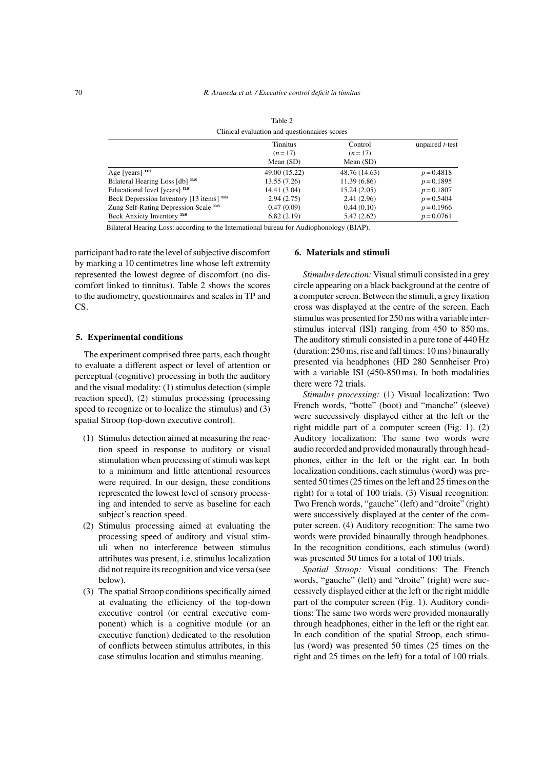Table 2

Clinical evaluation and questionnaires scores

| | Tinnitus ($n=17$) Mean (SD) | Control ($n=17$) Mean (SD) | unpaired *t*-test |
|---|---|---|---|
| Age [years] [ns] | 49.00 (15.22) | 48.76 (14.63) | $p=0.4818$ |
| Bilateral Hearing Loss [db] [ns] | 13.55 (7.26) | 11.39 (6.86) | $p=0.1895$ |
| Educational level [years] [ns] | 14.41 (3.04) | 15.24 (2.05) | $p=0.1807$ |
| Beck Depression Inventory [13 items] [ns] | 2.94 (2.75) | 2.41 (2.96) | $p=0.5404$ |
| Zung Self-Rating Depression Scale [ns] | 0.47 (0.09) | 0.44 (0.10) | $p=0.1966$ |
| Beck Anxiety Inventory [ns] | 6.82 (2.19) | 5.47 (2.62) | $p=0.0761$ |

Bilateral Hearing Loss: according to the International bureau for Audiophonology (BIAP).

participant had to rate the level of subjective discomfort by marking a 10 centimetres line whose left extremity represented the lowest degree of discomfort (no discomfort linked to tinnitus). Table 2 shows the scores to the audiometry, questionnaires and scales in TP and CS.

## 5. Experimental conditions

The experiment comprised three parts, each thought to evaluate a different aspect or level of attention or perceptual (cognitive) processing in both the auditory and the visual modality: (1) stimulus detection (simple reaction speed), (2) stimulus processing (processing speed to recognize or to localize the stimulus) and (3) spatial Stroop (top-down executive control).

(1) Stimulus detection aimed at measuring the reaction speed in response to auditory or visual stimulation when processing of stimuli was kept to a minimum and little attentional resources were required. In our design, these conditions represented the lowest level of sensory processing and intended to serve as baseline for each subject's reaction speed.

(2) Stimulus processing aimed at evaluating the processing speed of auditory and visual stimuli when no interference between stimulus attributes was present, i.e. stimulus localization did not require its recognition and vice versa (see below).

(3) The spatial Stroop conditions specifically aimed at evaluating the efficiency of the top-down executive control (or central executive component) which is a cognitive module (or an executive function) dedicated to the resolution of conflicts between stimulus attributes, in this case stimulus location and stimulus meaning.

## 6. Materials and stimuli

*Stimulus detection:* Visual stimuli consisted in a grey circle appearing on a black background at the centre of a computer screen. Between the stimuli, a grey fixation cross was displayed at the centre of the screen. Each stimulus was presented for 250 ms with a variable inter-stimulus interval (ISI) ranging from 450 to 850 ms. The auditory stimuli consisted in a pure tone of 440 Hz (duration: 250 ms, rise and fall times: 10 ms) binaurally presented via headphones (HD 280 Sennheiser Pro) with a variable ISI (450-850 ms). In both modalities there were 72 trials.

*Stimulus processing:* (1) Visual localization: Two French words, "botte" (boot) and "manche" (sleeve) were successively displayed either at the left or the right middle part of a computer screen (Fig. 1). (2) Auditory localization: The same two words were audio recorded and provided monaurally through headphones, either in the left or the right ear. In both localization conditions, each stimulus (word) was presented 50 times (25 times on the left and 25 times on the right) for a total of 100 trials. (3) Visual recognition: Two French words, "gauche" (left) and "droite" (right) were successively displayed at the center of the computer screen. (4) Auditory recognition: The same two words were provided binaurally through headphones. In the recognition conditions, each stimulus (word) was presented 50 times for a total of 100 trials.

*Spatial Stroop:* Visual conditions: The French words, "gauche" (left) and "droite" (right) were successively displayed either at the left or the right middle part of the computer screen (Fig. 1). Auditory conditions: The same two words were provided monaurally through headphones, either in the left or the right ear. In each condition of the spatial Stroop, each stimulus (word) was presented 50 times (25 times on the right and 25 times on the left) for a total of 100 trials.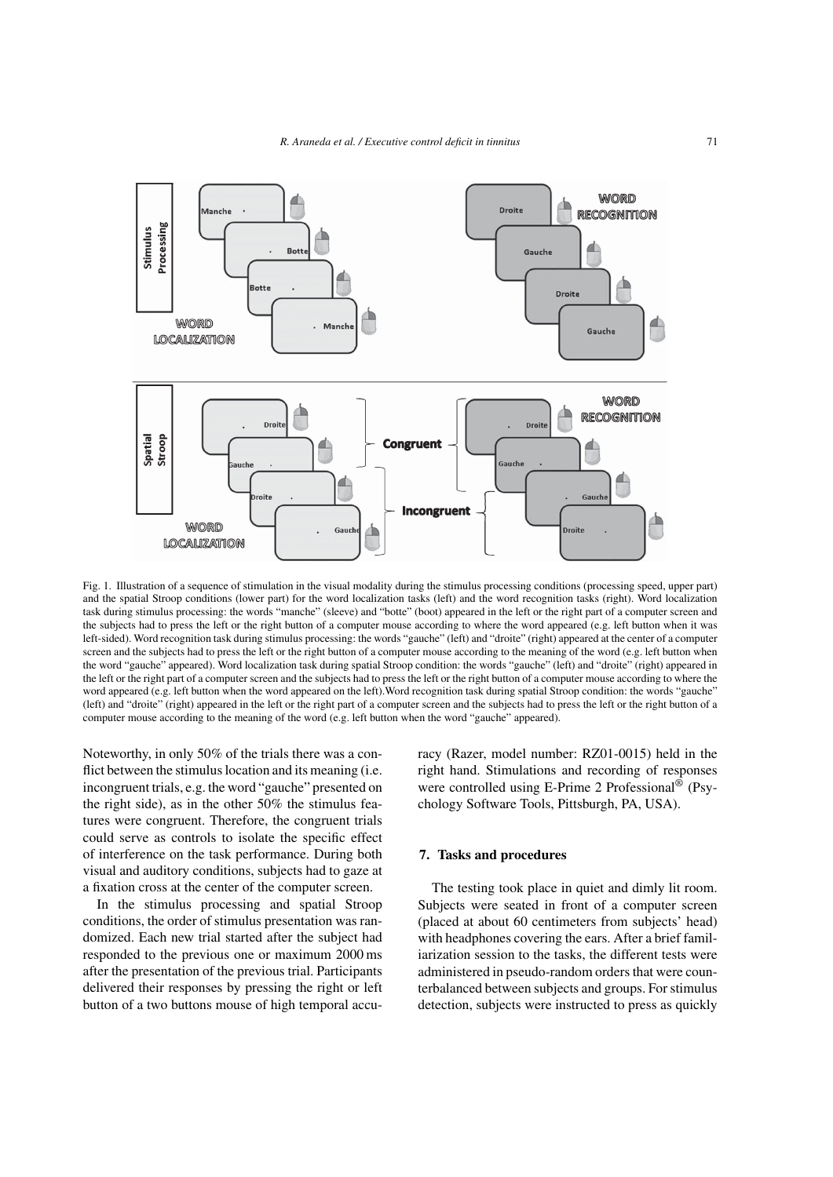Fig. 1. Illustration of a sequence of stimulation in the visual modality during the stimulus processing conditions (processing speed, upper part) and the spatial Stroop conditions (lower part) for the word localization tasks (left) and the word recognition tasks (right). Word localization task during stimulus processing: the words "manche" (sleeve) and "botte" (boot) appeared in the left or the right part of a computer screen and the subjects had to press the left or the right button of a computer mouse according to where the word appeared (e.g. left button when it was left-sided). Word recognition task during stimulus processing: the words "gauche" (left) and "droite" (right) appeared at the center of a computer screen and the subjects had to press the left or the right button of a computer mouse according to the meaning of the word (e.g. left button when the word "gauche" appeared). Word localization task during spatial Stroop condition: the words "gauche" (left) and "droite" (right) appeared in the left or the right part of a computer screen and the subjects had to press the left or the right button of a computer mouse according to where the word appeared (e.g. left button when the word appeared on the left).Word recognition task during spatial Stroop condition: the words "gauche" (left) and "droite" (right) appeared in the left or the right part of a computer screen and the subjects had to press the left or the right button of a computer mouse according to the meaning of the word (e.g. left button when the word "gauche" appeared).

Noteworthy, in only 50% of the trials there was a conflict between the stimulus location and its meaning (i.e. incongruent trials, e.g. the word "gauche" presented on the right side), as in the other 50% the stimulus features were congruent. Therefore, the congruent trials could serve as controls to isolate the specific effect of interference on the task performance. During both visual and auditory conditions, subjects had to gaze at a fixation cross at the center of the computer screen.

In the stimulus processing and spatial Stroop conditions, the order of stimulus presentation was randomized. Each new trial started after the subject had responded to the previous one or maximum 2000 ms after the presentation of the previous trial. Participants delivered their responses by pressing the right or left button of a two buttons mouse of high temporal accuracy (Razer, model number: RZ01-0015) held in the right hand. Stimulations and recording of responses were controlled using E-Prime 2 Professional® (Psychology Software Tools, Pittsburgh, PA, USA).

## 7. Tasks and procedures

The testing took place in quiet and dimly lit room. Subjects were seated in front of a computer screen (placed at about 60 centimeters from subjects' head) with headphones covering the ears. After a brief familiarization session to the tasks, the different tests were administered in pseudo-random orders that were counterbalanced between subjects and groups. For stimulus detection, subjects were instructed to press as quickly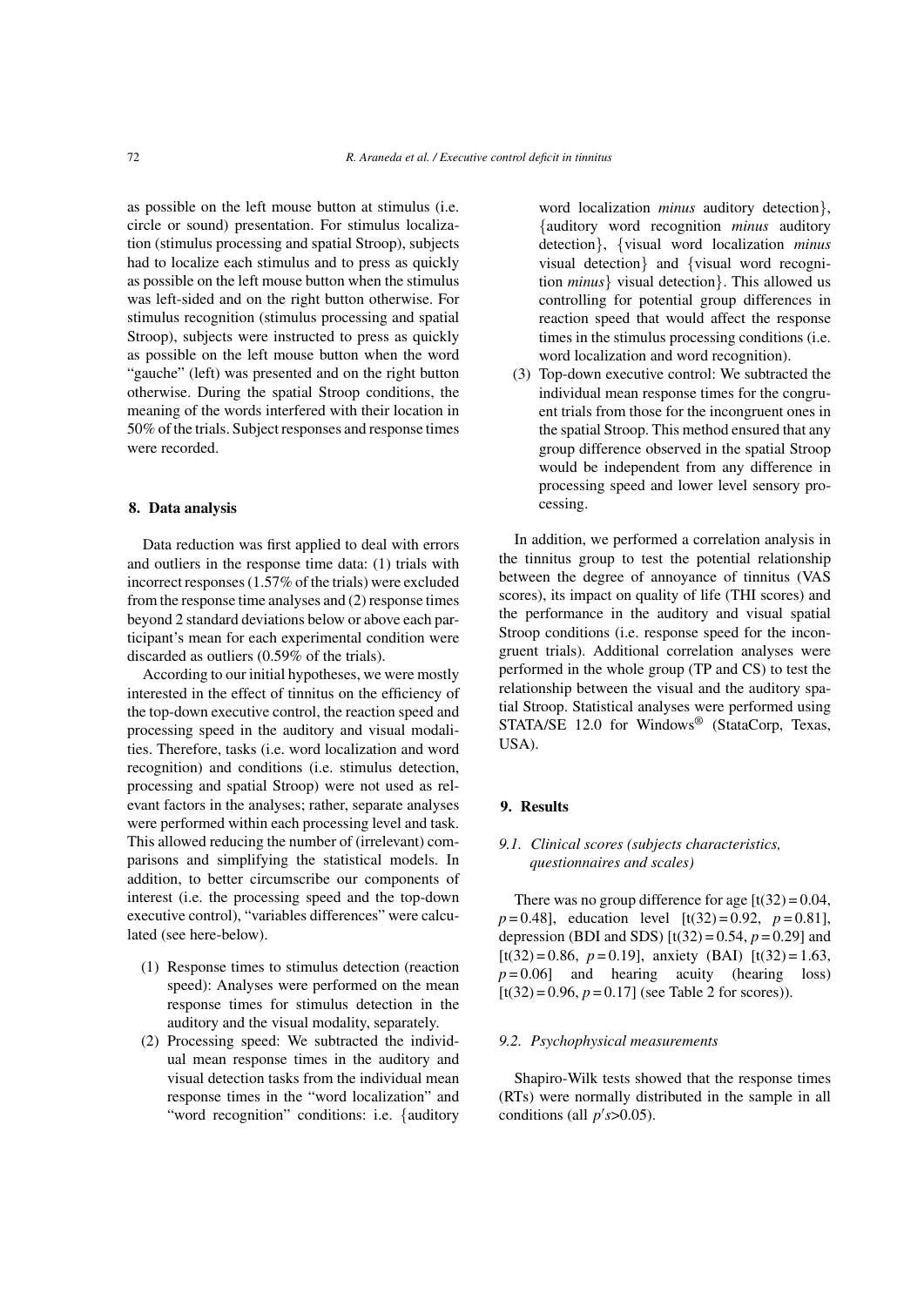as possible on the left mouse button at stimulus (i.e. circle or sound) presentation. For stimulus localization (stimulus processing and spatial Stroop), subjects had to localize each stimulus and to press as quickly as possible on the left mouse button when the stimulus was left-sided and on the right button otherwise. For stimulus recognition (stimulus processing and spatial Stroop), subjects were instructed to press as quickly as possible on the left mouse button when the word "gauche" (left) was presented and on the right button otherwise. During the spatial Stroop conditions, the meaning of the words interfered with their location in 50% of the trials. Subject responses and response times were recorded.

## 8. Data analysis

Data reduction was first applied to deal with errors and outliers in the response time data: (1) trials with incorrect responses (1.57% of the trials) were excluded from the response time analyses and (2) response times beyond 2 standard deviations below or above each participant's mean for each experimental condition were discarded as outliers (0.59% of the trials).

According to our initial hypotheses, we were mostly interested in the effect of tinnitus on the efficiency of the top-down executive control, the reaction speed and processing speed in the auditory and visual modalities. Therefore, tasks (i.e. word localization and word recognition) and conditions (i.e. stimulus detection, processing and spatial Stroop) were not used as relevant factors in the analyses; rather, separate analyses were performed within each processing level and task. This allowed reducing the number of (irrelevant) comparisons and simplifying the statistical models. In addition, to better circumscribe our components of interest (i.e. the processing speed and the top-down executive control), "variables differences" were calculated (see here-below).

1. Response times to stimulus detection (reaction speed): Analyses were performed on the mean response times for stimulus detection in the auditory and the visual modality, separately.
2. Processing speed: We subtracted the individual mean response times in the auditory and visual detection tasks from the individual mean response times in the "word localization" and "word recognition" conditions: i.e. {auditory word localization *minus* auditory detection}, {auditory word recognition *minus* auditory detection}, {visual word localization *minus* visual detection} and {visual word recognition *minus*} visual detection}. This allowed us controlling for potential group differences in reaction speed that would affect the response times in the stimulus processing conditions (i.e. word localization and word recognition).
3. Top-down executive control: We subtracted the individual mean response times for the congruent trials from those for the incongruent ones in the spatial Stroop. This method ensured that any group difference observed in the spatial Stroop would be independent from any difference in processing speed and lower level sensory processing.

In addition, we performed a correlation analysis in the tinnitus group to test the potential relationship between the degree of annoyance of tinnitus (VAS scores), its impact on quality of life (THI scores) and the performance in the auditory and visual spatial Stroop conditions (i.e. response speed for the incongruent trials). Additional correlation analyses were performed in the whole group (TP and CS) to test the relationship between the visual and the auditory spatial Stroop. Statistical analyses were performed using STATA/SE 12.0 for Windows® (StataCorp, Texas, USA).

## 9. Results

### 9.1. Clinical scores (subjects characteristics, questionnaires and scales)

There was no group difference for age [$t(32) = 0.04$, $p = 0.48$], education level [$t(32) = 0.92$, $p = 0.81$], depression (BDI and SDS) [$t(32) = 0.54$, $p = 0.29$] and [$t(32) = 0.86$, $p = 0.19$], anxiety (BAI) [$t(32) = 1.63$, $p = 0.06$] and hearing acuity (hearing loss) [$t(32) = 0.96$, $p = 0.17$] (see Table 2 for scores)).

### 9.2. Psychophysical measurements

Shapiro-Wilk tests showed that the response times (RTs) were normally distributed in the sample in all conditions (all $p's > 0.05$).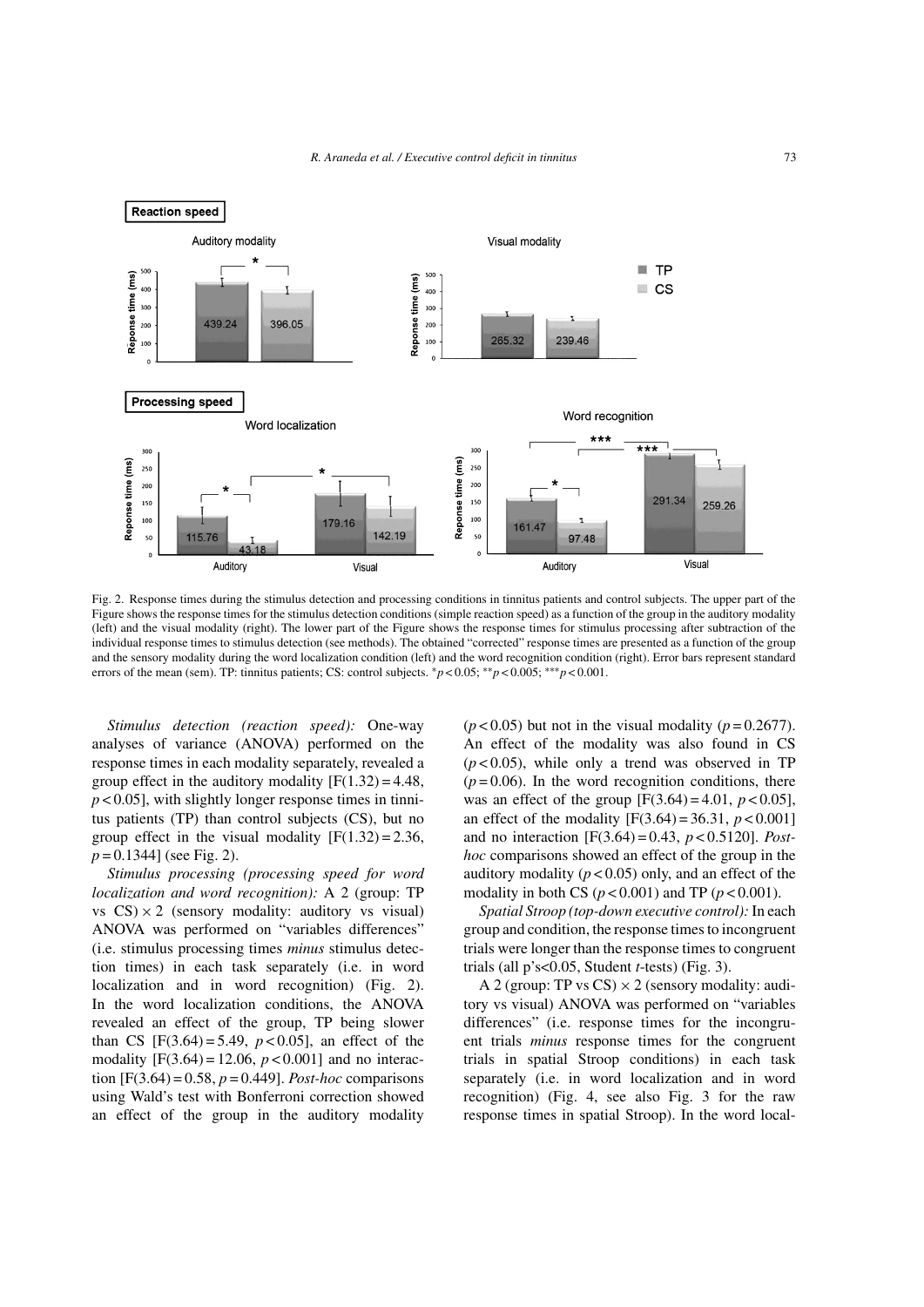Fig. 2. Response times during the stimulus detection and processing conditions in tinnitus patients and control subjects. The upper part of the Figure shows the response times for the stimulus detection conditions (simple reaction speed) as a function of the group in the auditory modality (left) and the visual modality (right). The lower part of the Figure shows the response times for stimulus processing after subtraction of the individual response times to stimulus detection (see methods). The obtained "corrected" response times are presented as a function of the group and the sensory modality during the word localization condition (left) and the word recognition condition (right). Error bars represent standard errors of the mean (sem). TP: tinnitus patients; CS: control subjects. $^{*}p < 0.05$; $^{**}p < 0.005$; $^{***}p < 0.001$.

*Stimulus detection (reaction speed):* One-way analyses of variance (ANOVA) performed on the response times in each modality separately, revealed a group effect in the auditory modality [$F(1.32) = 4.48$, $p < 0.05$], with slightly longer response times in tinnitus patients (TP) than control subjects (CS), but no group effect in the visual modality [$F(1.32) = 2.36$, $p = 0.1344$] (see Fig. 2).

*Stimulus processing (processing speed for word localization and word recognition):* A 2 (group: TP vs CS) × 2 (sensory modality: auditory vs visual) ANOVA was performed on "variables differences" (i.e. stimulus processing times *minus* stimulus detection times) in each task separately (i.e. in word localization and in word recognition) (Fig. 2). In the word localization conditions, the ANOVA revealed an effect of the group, TP being slower than CS [$F(3.64) = 5.49$, $p < 0.05$], an effect of the modality [$F(3.64) = 12.06$, $p < 0.001$] and no interaction [$F(3.64) = 0.58$, $p = 0.449$]. *Post-hoc* comparisons using Wald's test with Bonferroni correction showed an effect of the group in the auditory modality ($p < 0.05$) but not in the visual modality ($p = 0.2677$). An effect of the modality was also found in CS ($p < 0.05$), while only a trend was observed in TP ($p = 0.06$). In the word recognition conditions, there was an effect of the group [$F(3.64) = 4.01$, $p < 0.05$], an effect of the modality [$F(3.64) = 36.31$, $p < 0.001$] and no interaction [$F(3.64) = 0.43$, $p < 0.5120$]. *Post-hoc* comparisons showed an effect of the group in the auditory modality ($p < 0.05$) only, and an effect of the modality in both CS ($p < 0.001$) and TP ($p < 0.001$).

*Spatial Stroop (top-down executive control):* In each group and condition, the response times to incongruent trials were longer than the response times to congruent trials (all p's<0.05, Student *t*-tests) (Fig. 3).

A 2 (group: TP vs CS) × 2 (sensory modality: auditory vs visual) ANOVA was performed on "variables differences" (i.e. response times for the incongruent trials *minus* response times for the congruent trials in spatial Stroop conditions) in each task separately (i.e. in word localization and in word recognition) (Fig. 4, see also Fig. 3 for the raw response times in spatial Stroop). In the word local-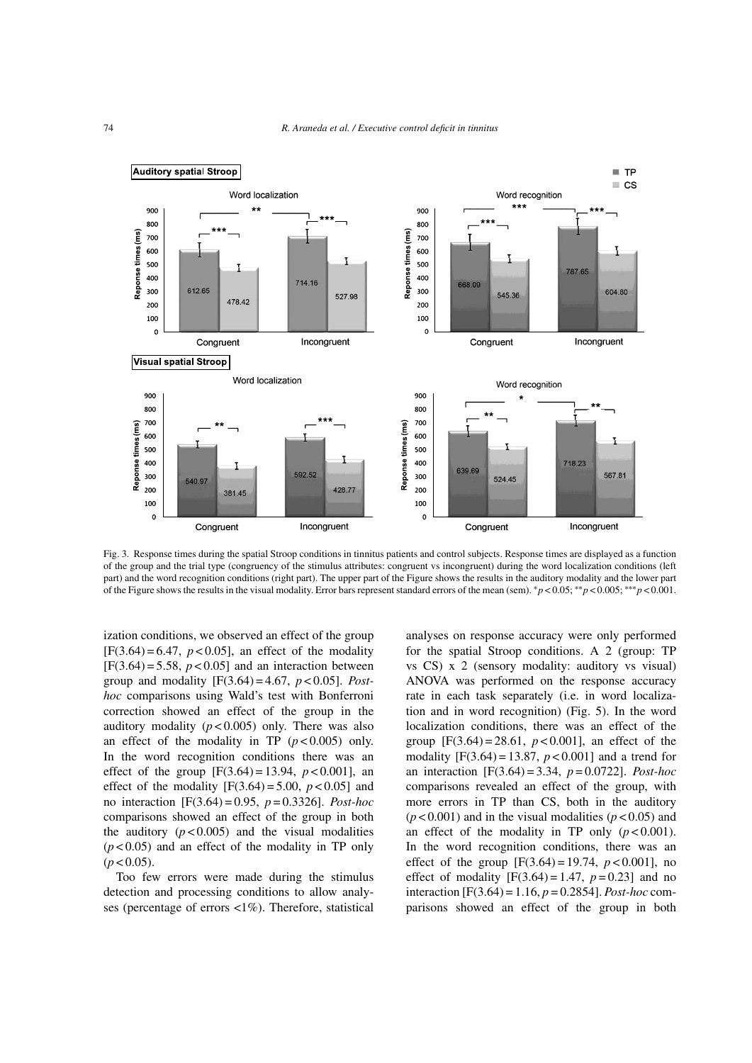Fig. 3. Response times during the spatial Stroop conditions in tinnitus patients and control subjects. Response times are displayed as a function of the group and the trial type (congruency of the stimulus attributes: congruent vs incongruent) during the word localization conditions (left part) and the word recognition conditions (right part). The upper part of the Figure shows the results in the auditory modality and the lower part of the Figure shows the results in the visual modality. Error bars represent standard errors of the mean (sem). \*$p < 0.05$; \*\*$p < 0.005$; \*\*\*$p < 0.001$.

ization conditions, we observed an effect of the group [$F(3.64) = 6.47$, $p < 0.05$], an effect of the modality [$F(3.64) = 5.58$, $p < 0.05$] and an interaction between group and modality [$F(3.64) = 4.67$, $p < 0.05$]. *Post-hoc* comparisons using Wald's test with Bonferroni correction showed an effect of the group in the auditory modality ($p < 0.005$) only. There was also an effect of the modality in TP ($p < 0.005$) only. In the word recognition conditions there was an effect of the group [$F(3.64) = 13.94$, $p < 0.001$], an effect of the modality [$F(3.64) = 5.00$, $p < 0.05$] and no interaction [$F(3.64) = 0.95$, $p = 0.3326$]. *Post-hoc* comparisons showed an effect of the group in both the auditory ($p < 0.005$) and the visual modalities ($p < 0.05$) and an effect of the modality in TP only ($p < 0.05$).

Too few errors were made during the stimulus detection and processing conditions to allow analyses (percentage of errors <1%). Therefore, statistical analyses on response accuracy were only performed for the spatial Stroop conditions. A 2 (group: TP vs CS) x 2 (sensory modality: auditory vs visual) ANOVA was performed on the response accuracy rate in each task separately (i.e. in word localization and in word recognition) (Fig. 5). In the word localization conditions, there was an effect of the group [$F(3.64) = 28.61$, $p < 0.001$], an effect of the modality [$F(3.64) = 13.87$, $p < 0.001$] and a trend for an interaction [$F(3.64) = 3.34$, $p = 0.0722$]. *Post-hoc* comparisons revealed an effect of the group, with more errors in TP than CS, both in the auditory ($p < 0.001$) and in the visual modalities ($p < 0.05$) and an effect of the modality in TP only ($p < 0.001$). In the word recognition conditions, there was an effect of the group [$F(3.64) = 19.74$, $p < 0.001$], no effect of modality [$F(3.64) = 1.47$, $p = 0.23$] and no interaction [$F(3.64) = 1.16$, $p = 0.2854$]. *Post-hoc* comparisons showed an effect of the group in both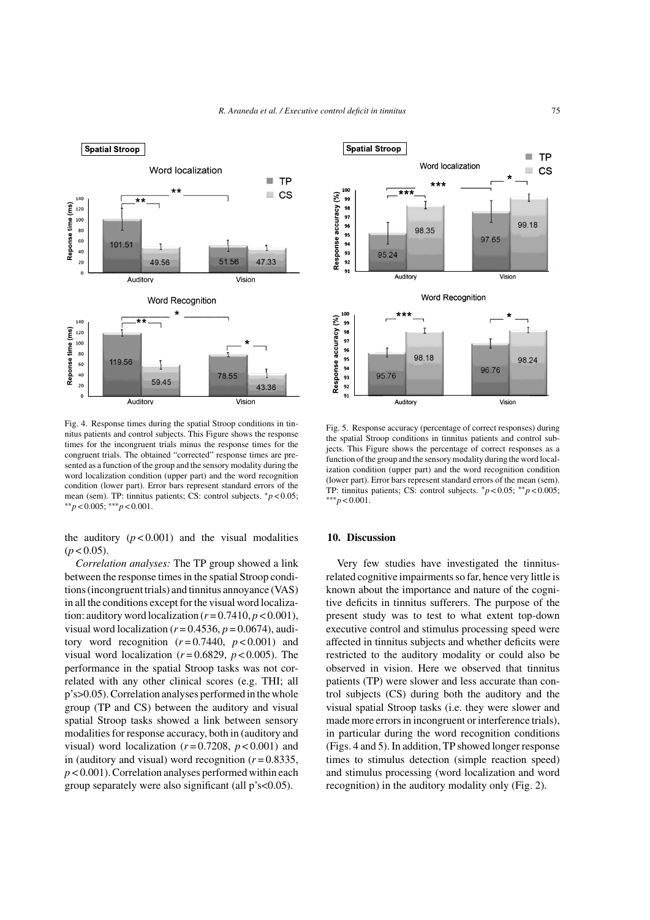Fig. 4. Response times during the spatial Stroop conditions in tinnitus patients and control subjects. This Figure shows the response times for the incongruent trials minus the response times for the congruent trials. The obtained "corrected" response times are presented as a function of the group and the sensory modality during the word localization condition (upper part) and the word recognition condition (lower part). Error bars represent standard errors of the mean (sem). TP: tinnitus patients; CS: control subjects. $^{*}p < 0.05$; $^{**}p < 0.005$; $^{***}p < 0.001$.

Fig. 5. Response accuracy (percentage of correct responses) during the spatial Stroop conditions in tinnitus patients and control subjects. This Figure shows the percentage of correct responses as a function of the group and the sensory modality during the word localization condition (upper part) and the word recognition condition (lower part). Error bars represent standard errors of the mean (sem). TP: tinnitus patients; CS: control subjects. $^{*}p < 0.05$; $^{**}p < 0.005$; $^{***}p < 0.001$.

the auditory ($p < 0.001$) and the visual modalities ($p < 0.05$).

*Correlation analyses:* The TP group showed a link between the response times in the spatial Stroop conditions (incongruent trials) and tinnitus annoyance (VAS) in all the conditions except for the visual word localization: auditory word localization ($r = 0.7410$, $p < 0.001$), visual word localization ($r = 0.4536$, $p = 0.0674$), auditory word recognition ($r = 0.7440$, $p < 0.001$) and visual word localization ($r = 0.6829$, $p < 0.005$). The performance in the spatial Stroop tasks was not correlated with any other clinical scores (e.g. THI; all p's>0.05). Correlation analyses performed in the whole group (TP and CS) between the auditory and visual spatial Stroop tasks showed a link between sensory modalities for response accuracy, both in (auditory and visual) word localization ($r = 0.7208$, $p < 0.001$) and in (auditory and visual) word recognition ($r = 0.8335$, $p < 0.001$). Correlation analyses performed within each group separately were also significant (all p's<0.05).

## 10. Discussion

Very few studies have investigated the tinnitus-related cognitive impairments so far, hence very little is known about the importance and nature of the cognitive deficits in tinnitus sufferers. The purpose of the present study was to test to what extent top-down executive control and stimulus processing speed were affected in tinnitus subjects and whether deficits were restricted to the auditory modality or could also be observed in vision. Here we observed that tinnitus patients (TP) were slower and less accurate than control subjects (CS) during both the auditory and the visual spatial Stroop tasks (i.e. they were slower and made more errors in incongruent or interference trials), in particular during the word recognition conditions (Figs. 4 and 5). In addition, TP showed longer response times to stimulus detection (simple reaction speed) and stimulus processing (word localization and word recognition) in the auditory modality only (Fig. 2).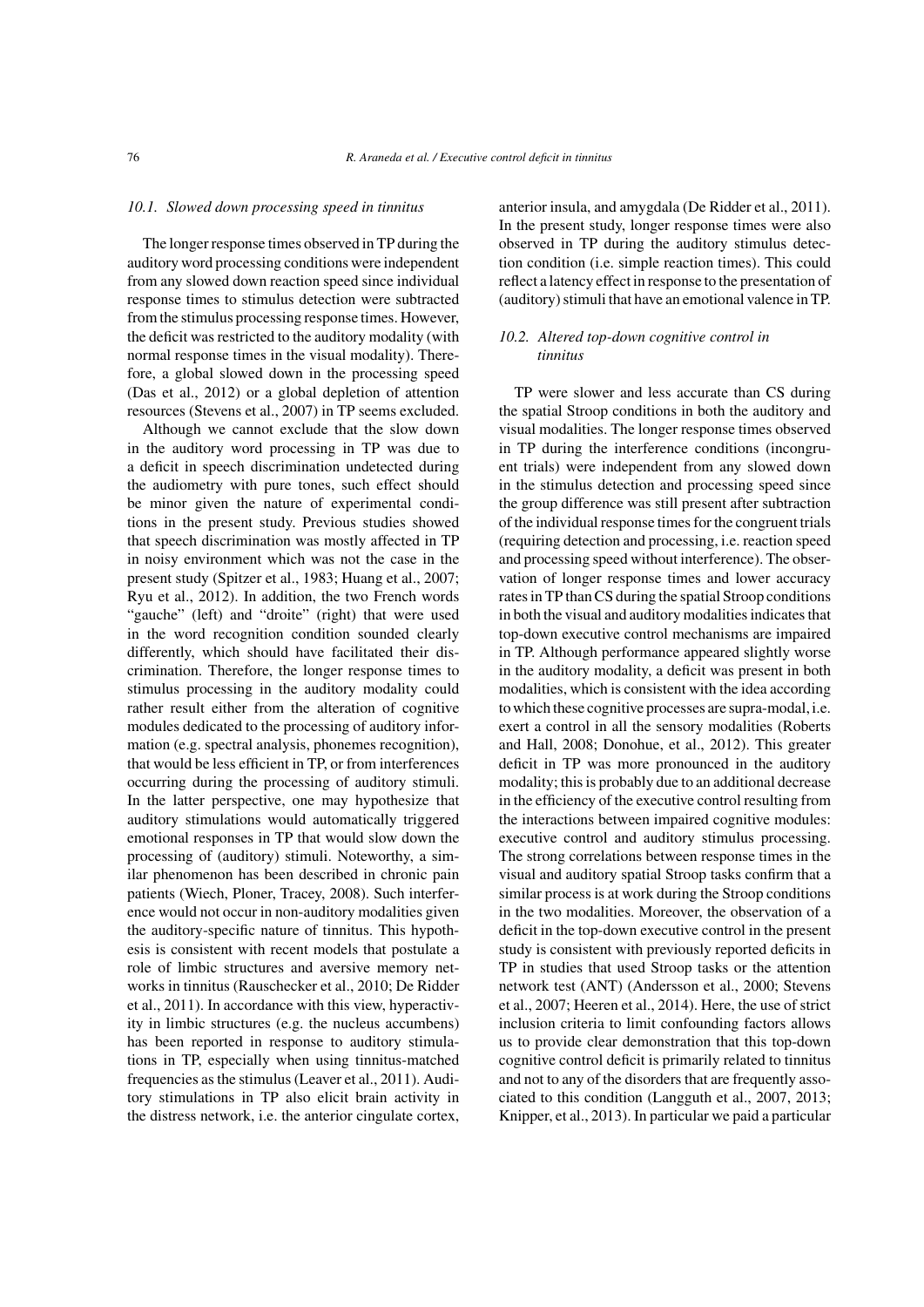### 10.1. *Slowed down processing speed in tinnitus*

The longer response times observed in TP during the auditory word processing conditions were independent from any slowed down reaction speed since individual response times to stimulus detection were subtracted from the stimulus processing response times. However, the deficit was restricted to the auditory modality (with normal response times in the visual modality). Therefore, a global slowed down in the processing speed (Das et al., 2012) or a global depletion of attention resources (Stevens et al., 2007) in TP seems excluded.

Although we cannot exclude that the slow down in the auditory word processing in TP was due to a deficit in speech discrimination undetected during the audiometry with pure tones, such effect should be minor given the nature of experimental conditions in the present study. Previous studies showed that speech discrimination was mostly affected in TP in noisy environment which was not the case in the present study (Spitzer et al., 1983; Huang et al., 2007; Ryu et al., 2012). In addition, the two French words "gauche" (left) and "droite" (right) that were used in the word recognition condition sounded clearly differently, which should have facilitated their discrimination. Therefore, the longer response times to stimulus processing in the auditory modality could rather result either from the alteration of cognitive modules dedicated to the processing of auditory information (e.g. spectral analysis, phonemes recognition), that would be less efficient in TP, or from interferences occurring during the processing of auditory stimuli. In the latter perspective, one may hypothesize that auditory stimulations would automatically triggered emotional responses in TP that would slow down the processing of (auditory) stimuli. Noteworthy, a similar phenomenon has been described in chronic pain patients (Wiech, Ploner, Tracey, 2008). Such interference would not occur in non-auditory modalities given the auditory-specific nature of tinnitus. This hypothesis is consistent with recent models that postulate a role of limbic structures and aversive memory networks in tinnitus (Rauschecker et al., 2010; De Ridder et al., 2011). In accordance with this view, hyperactivity in limbic structures (e.g. the nucleus accumbens) has been reported in response to auditory stimulations in TP, especially when using tinnitus-matched frequencies as the stimulus (Leaver et al., 2011). Auditory stimulations in TP also elicit brain activity in the distress network, i.e. the anterior cingulate cortex, anterior insula, and amygdala (De Ridder et al., 2011). In the present study, longer response times were also observed in TP during the auditory stimulus detection condition (i.e. simple reaction times). This could reflect a latency effect in response to the presentation of (auditory) stimuli that have an emotional valence in TP.

### 10.2. *Altered top-down cognitive control in tinnitus*

TP were slower and less accurate than CS during the spatial Stroop conditions in both the auditory and visual modalities. The longer response times observed in TP during the interference conditions (incongruent trials) were independent from any slowed down in the stimulus detection and processing speed since the group difference was still present after subtraction of the individual response times for the congruent trials (requiring detection and processing, i.e. reaction speed and processing speed without interference). The observation of longer response times and lower accuracy rates in TP than CS during the spatial Stroop conditions in both the visual and auditory modalities indicates that top-down executive control mechanisms are impaired in TP. Although performance appeared slightly worse in the auditory modality, a deficit was present in both modalities, which is consistent with the idea according to which these cognitive processes are supra-modal, i.e. exert a control in all the sensory modalities (Roberts and Hall, 2008; Donohue, et al., 2012). This greater deficit in TP was more pronounced in the auditory modality; this is probably due to an additional decrease in the efficiency of the executive control resulting from the interactions between impaired cognitive modules: executive control and auditory stimulus processing. The strong correlations between response times in the visual and auditory spatial Stroop tasks confirm that a similar process is at work during the Stroop conditions in the two modalities. Moreover, the observation of a deficit in the top-down executive control in the present study is consistent with previously reported deficits in TP in studies that used Stroop tasks or the attention network test (ANT) (Andersson et al., 2000; Stevens et al., 2007; Heeren et al., 2014). Here, the use of strict inclusion criteria to limit confounding factors allows us to provide clear demonstration that this top-down cognitive control deficit is primarily related to tinnitus and not to any of the disorders that are frequently associated to this condition (Langguth et al., 2007, 2013; Knipper, et al., 2013). In particular we paid a particular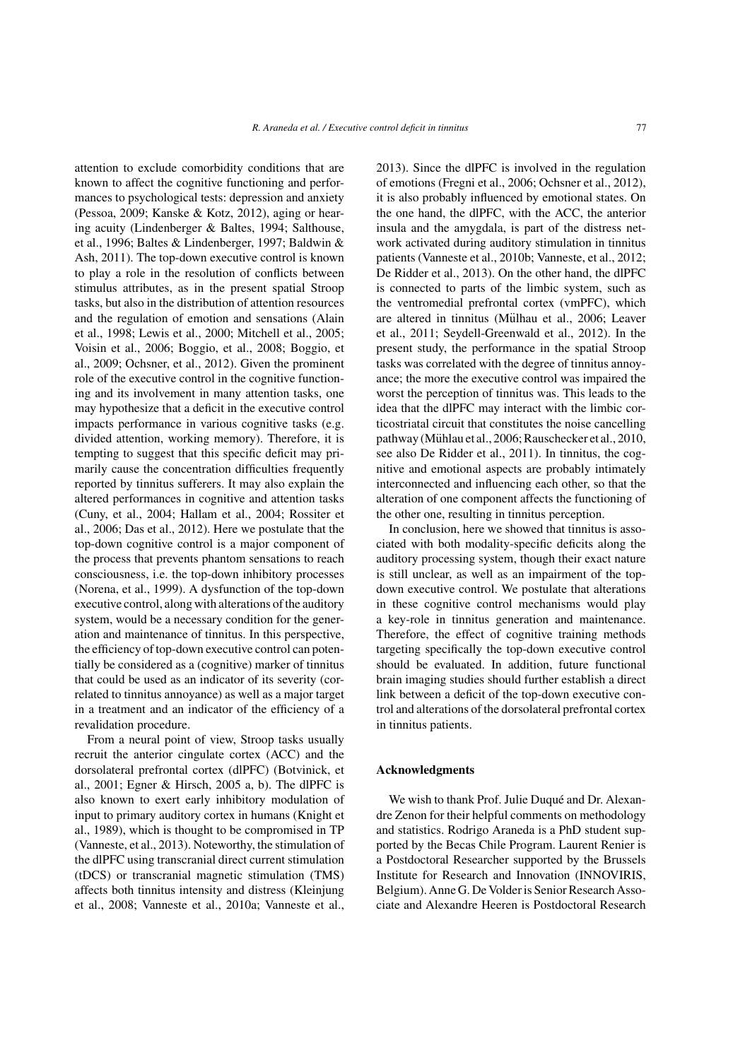attention to exclude comorbidity conditions that are known to affect the cognitive functioning and performances to psychological tests: depression and anxiety (Pessoa, 2009; Kanske & Kotz, 2012), aging or hearing acuity (Lindenberger & Baltes, 1994; Salthouse, et al., 1996; Baltes & Lindenberger, 1997; Baldwin & Ash, 2011). The top-down executive control is known to play a role in the resolution of conflicts between stimulus attributes, as in the present spatial Stroop tasks, but also in the distribution of attention resources and the regulation of emotion and sensations (Alain et al., 1998; Lewis et al., 2000; Mitchell et al., 2005; Voisin et al., 2006; Boggio, et al., 2008; Boggio, et al., 2009; Ochsner, et al., 2012). Given the prominent role of the executive control in the cognitive functioning and its involvement in many attention tasks, one may hypothesize that a deficit in the executive control impacts performance in various cognitive tasks (e.g. divided attention, working memory). Therefore, it is tempting to suggest that this specific deficit may primarily cause the concentration difficulties frequently reported by tinnitus sufferers. It may also explain the altered performances in cognitive and attention tasks (Cuny, et al., 2004; Hallam et al., 2004; Rossiter et al., 2006; Das et al., 2012). Here we postulate that the top-down cognitive control is a major component of the process that prevents phantom sensations to reach consciousness, i.e. the top-down inhibitory processes (Norena, et al., 1999). A dysfunction of the top-down executive control, along with alterations of the auditory system, would be a necessary condition for the generation and maintenance of tinnitus. In this perspective, the efficiency of top-down executive control can potentially be considered as a (cognitive) marker of tinnitus that could be used as an indicator of its severity (correlated to tinnitus annoyance) as well as a major target in a treatment and an indicator of the efficiency of a revalidation procedure.

From a neural point of view, Stroop tasks usually recruit the anterior cingulate cortex (ACC) and the dorsolateral prefrontal cortex (dlPFC) (Botvinick, et al., 2001; Egner & Hirsch, 2005 a, b). The dlPFC is also known to exert early inhibitory modulation of input to primary auditory cortex in humans (Knight et al., 1989), which is thought to be compromised in TP (Vanneste, et al., 2013). Noteworthy, the stimulation of the dlPFC using transcranial direct current stimulation (tDCS) or transcranial magnetic stimulation (TMS) affects both tinnitus intensity and distress (Kleinjung et al., 2008; Vanneste et al., 2010a; Vanneste et al., 2013). Since the dlPFC is involved in the regulation of emotions (Fregni et al., 2006; Ochsner et al., 2012), it is also probably influenced by emotional states. On the one hand, the dlPFC, with the ACC, the anterior insula and the amygdala, is part of the distress network activated during auditory stimulation in tinnitus patients (Vanneste et al., 2010b; Vanneste, et al., 2012; De Ridder et al., 2013). On the other hand, the dlPFC is connected to parts of the limbic system, such as the ventromedial prefrontal cortex (vmPFC), which are altered in tinnitus (Mühlau et al., 2006; Leaver et al., 2011; Seydell-Greenwald et al., 2012). In the present study, the performance in the spatial Stroop tasks was correlated with the degree of tinnitus annoyance; the more the executive control was impaired the worst the perception of tinnitus was. This leads to the idea that the dlPFC may interact with the limbic corticostriatal circuit that constitutes the noise cancelling pathway (Mühlau et al., 2006; Rauschecker et al., 2010, see also De Ridder et al., 2011). In tinnitus, the cognitive and emotional aspects are probably intimately interconnected and influencing each other, so that the alteration of one component affects the functioning of the other one, resulting in tinnitus perception.

In conclusion, here we showed that tinnitus is associated with both modality-specific deficits along the auditory processing system, though their exact nature is still unclear, as well as an impairment of the top-down executive control. We postulate that alterations in these cognitive control mechanisms would play a key-role in tinnitus generation and maintenance. Therefore, the effect of cognitive training methods targeting specifically the top-down executive control should be evaluated. In addition, future functional brain imaging studies should further establish a direct link between a deficit of the top-down executive control and alterations of the dorsolateral prefrontal cortex in tinnitus patients.

## Acknowledgments

We wish to thank Prof. Julie Duqué and Dr. Alexandre Zenon for their helpful comments on methodology and statistics. Rodrigo Araneda is a PhD student supported by the Becas Chile Program. Laurent Renier is a Postdoctoral Researcher supported by the Brussels Institute for Research and Innovation (INNOVIRIS, Belgium). Anne G. De Volder is Senior Research Associate and Alexandre Heeren is Postdoctoral Research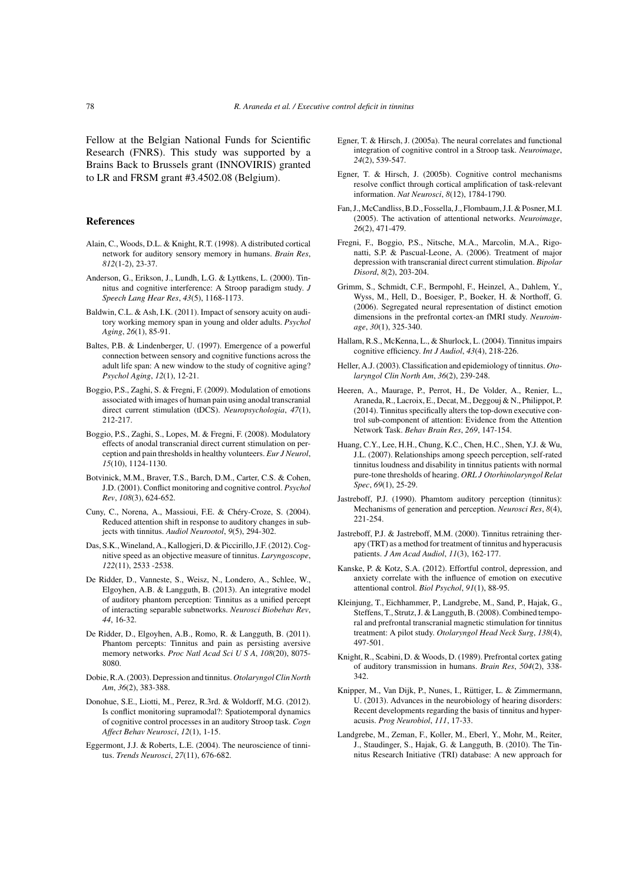Fellow at the Belgian National Funds for Scientific Research (FNRS). This study was supported by a Brains Back to Brussels grant (INNOVIRIS) granted to LR and FRSM grant #3.4502.08 (Belgium).

## References

Alain, C., Woods, D.L. & Knight, R.T. (1998). A distributed cortical network for auditory sensory memory in humans. *Brain Res*, *812*(1-2), 23-37.

Anderson, G., Erikson, J., Lundh, L.G. & Lyttkens, L. (2000). Tinnitus and cognitive interference: A Stroop paradigm study. *J Speech Lang Hear Res*, *43*(5), 1168-1173.

Baldwin, C.L. & Ash, I.K. (2011). Impact of sensory acuity on auditory working memory span in young and older adults. *Psychol Aging*, *26*(1), 85-91.

Baltes, P.B. & Lindenberger, U. (1997). Emergence of a powerful connection between sensory and cognitive functions across the adult life span: A new window to the study of cognitive aging? *Psychol Aging*, *12*(1), 12-21.

Boggio, P.S., Zaghi, S. & Fregni, F. (2009). Modulation of emotions associated with images of human pain using anodal transcranial direct current stimulation (tDCS). *Neuropsychologia*, *47*(1), 212-217.

Boggio, P.S., Zaghi, S., Lopes, M. & Fregni, F. (2008). Modulatory effects of anodal transcranial direct current stimulation on perception and pain thresholds in healthy volunteers. *Eur J Neurol*, *15*(10), 1124-1130.

Botvinick, M.M., Braver, T.S., Barch, D.M., Carter, C.S. & Cohen, J.D. (2001). Conflict monitoring and cognitive control. *Psychol Rev*, *108*(3), 624-652.

Cuny, C., Norena, A., Massioui, F.E. & Chéry-Croze, S. (2004). Reduced attention shift in response to auditory changes in subjects with tinnitus. *Audiol Neurootol*, *9*(5), 294-302.

Das, S.K., Wineland, A., Kallogjeri, D. & Piccirillo, J.F. (2012). Cognitive speed as an objective measure of tinnitus. *Laryngoscope*, *122*(11), 2533 -2538.

De Ridder, D., Vanneste, S., Weisz, N., Londero, A., Schlee, W., Elgoyhen, A.B. & Langguth, B. (2013). An integrative model of auditory phantom perception: Tinnitus as a unified percept of interacting separable subnetworks. *Neurosci Biobehav Rev*, *44*, 16-32.

De Ridder, D., Elgoyhen, A.B., Romo, R. & Langguth, B. (2011). Phantom percepts: Tinnitus and pain as persisting aversive memory networks. *Proc Natl Acad Sci U S A*, *108*(20), 8075-8080.

Dobie, R.A. (2003). Depression and tinnitus. *Otolaryngol Clin North Am*, *36*(2), 383-388.

Donohue, S.E., Liotti, M., Perez, R.3rd. & Woldorff, M.G. (2012). Is conflict monitoring supramodal?: Spatiotemporal dynamics of cognitive control processes in an auditory Stroop task. *Cogn Affect Behav Neurosci*, *12*(1), 1-15.

Eggermont, J.J. & Roberts, L.E. (2004). The neuroscience of tinnitus. *Trends Neurosci*, *27*(11), 676-682.

Egner, T. & Hirsch, J. (2005a). The neural correlates and functional integration of cognitive control in a Stroop task. *Neuroimage*, *24*(2), 539-547.

Egner, T. & Hirsch, J. (2005b). Cognitive control mechanisms resolve conflict through cortical amplification of task-relevant information. *Nat Neurosci*, *8*(12), 1784-1790.

Fan, J., McCandliss, B.D., Fossella, J., Flombaum, J.I. & Posner, M.I. (2005). The activation of attentional networks. *Neuroimage*, *26*(2), 471-479.

Fregni, F., Boggio, P.S., Nitsche, M.A., Marcolin, M.A., Rigonatti, S.P. & Pascual-Leone, A. (2006). Treatment of major depression with transcranial direct current stimulation. *Bipolar Disord*, *8*(2), 203-204.

Grimm, S., Schmidt, C.F., Bermpohl, F., Heinzel, A., Dahlem, Y., Wyss, M., Hell, D., Boesiger, P., Boeker, H. & Northoff, G. (2006). Segregated neural representation of distinct emotion dimensions in the prefrontal cortex-an fMRI study. *Neuroimage*, *30*(1), 325-340.

Hallam, R.S., McKenna, L., & Shurlock, L. (2004). Tinnitus impairs cognitive efficiency. *Int J Audiol*, *43*(4), 218-226.

Heller, A.J. (2003). Classification and epidemiology of tinnitus. *Otolaryngol Clin North Am*, *36*(2), 239-248.

Heeren, A., Maurage, P., Perrot, H., De Volder, A., Renier, L., Araneda, R., Lacroix, E., Decat, M., Deggouj & N., Philippot, P. (2014). Tinnitus specifically alters the top-down executive control sub-component of attention: Evidence from the Attention Network Task. *Behav Brain Res*, *269*, 147-154.

Huang, C.Y., Lee, H.H., Chung, K.C., Chen, H.C., Shen, Y.J. & Wu, J.L. (2007). Relationships among speech perception, self-rated tinnitus loudness and disability in tinnitus patients with normal pure-tone thresholds of hearing. *ORL J Otorhinolaryngol Relat Spec*, *69*(1), 25-29.

Jastreboff, P.J. (1990). Phamtom auditory perception (tinnitus): Mechanisms of generation and perception. *Neurosci Res*, *8*(4), 221-254.

Jastreboff, P.J. & Jastreboff, M.M. (2000). Tinnitus retraining therapy (TRT) as a method for treatment of tinnitus and hyperacusis patients. *J Am Acad Audiol*, *11*(3), 162-177.

Kanske, P. & Kotz, S.A. (2012). Effortful control, depression, and anxiety correlate with the influence of emotion on executive attentional control. *Biol Psychol*, *91*(1), 88-95.

Kleinjung, T., Eichhammer, P., Landgrebe, M., Sand, P., Hajak, G., Steffens, T., Strutz, J. & Langguth, B. (2008). Combined temporal and prefrontal transcranial magnetic stimulation for tinnitus treatment: A pilot study. *Otolaryngol Head Neck Surg*, *138*(4), 497-501.

Knight, R., Scabini, D. & Woods, D. (1989). Prefrontal cortex gating of auditory transmission in humans. *Brain Res*, *504*(2), 338-342.

Knipper, M., Van Dijk, P., Nunes, I., Rüttiger, L. & Zimmermann, U. (2013). Advances in the neurobiology of hearing disorders: Recent developments regarding the basis of tinnitus and hyperacusis. *Prog Neurobiol*, *111*, 17-33.

Landgrebe, M., Zeman, F., Koller, M., Eberl, Y., Mohr, M., Reiter, J., Staudinger, S., Hajak, G. & Langguth, B. (2010). The Tinnitus Research Initiative (TRI) database: A new approach for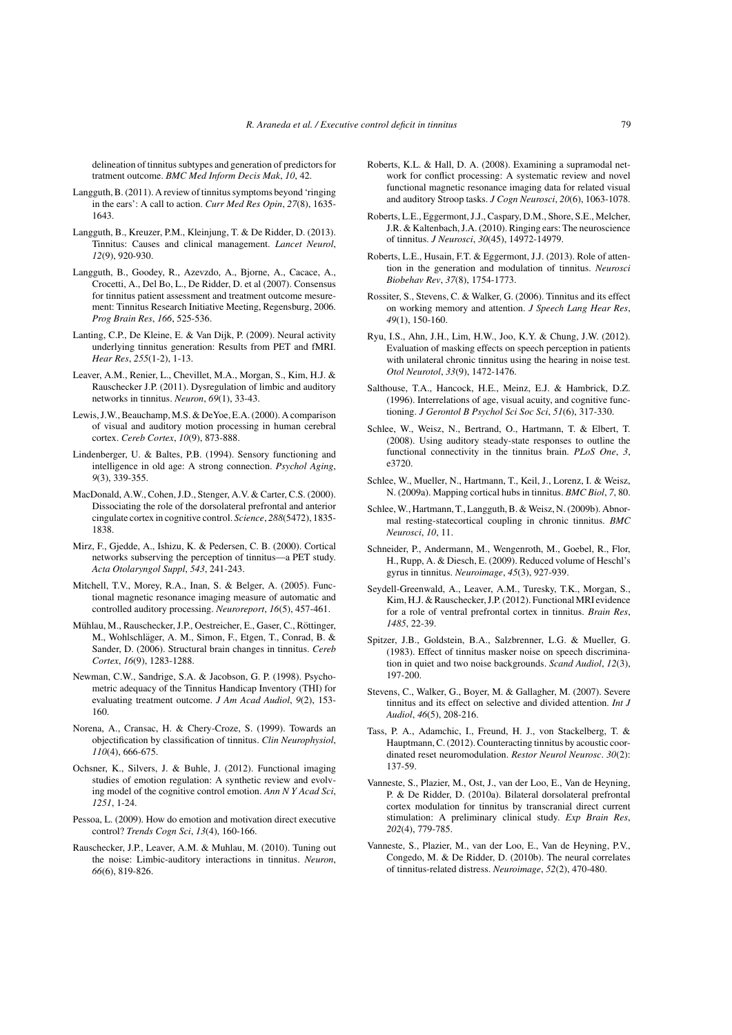delineation of tinnitus subtypes and generation of predictors for tratment outcome. *BMC Med Inform Decis Mak*, *10*, 42.

Langguth, B. (2011). A review of tinnitus symptoms beyond 'ringing in the ears': A call to action. *Curr Med Res Opin*, *27*(8), 1635-1643.

Langguth, B., Kreuzer, P.M., Kleinjung, T. & De Ridder, D. (2013). Tinnitus: Causes and clinical management. *Lancet Neurol*, *12*(9), 920-930.

Langguth, B., Goodey, R., Azevzdo, A., Bjorne, A., Cacace, A., Crocetti, A., Del Bo, L., De Ridder, D. et al (2007). Consensus for tinnitus patient assessment and treatment outcome mesurement: Tinnitus Research Initiative Meeting, Regensburg, 2006. *Prog Brain Res*, *166*, 525-536.

Lanting, C.P., De Kleine, E. & Van Dijk, P. (2009). Neural activity underlying tinnitus generation: Results from PET and fMRI. *Hear Res*, *255*(1-2), 1-13.

Leaver, A.M., Renier, L., Chevillet, M.A., Morgan, S., Kim, H.J. & Rauschecker J.P. (2011). Dysregulation of limbic and auditory networks in tinnitus. *Neuron*, *69*(1), 33-43.

Lewis, J.W., Beauchamp, M.S. & DeYoe, E.A. (2000). A comparison of visual and auditory motion processing in human cerebral cortex. *Cereb Cortex*, *10*(9), 873-888.

Lindenberger, U. & Baltes, P.B. (1994). Sensory functioning and intelligence in old age: A strong connection. *Psychol Aging*, *9*(3), 339-355.

MacDonald, A.W., Cohen, J.D., Stenger, A.V. & Carter, C.S. (2000). Dissociating the role of the dorsolateral prefrontal and anterior cingulate cortex in cognitive control. *Science*, *288*(5472), 1835-1838.

Mirz, F., Gjedde, A., Ishizu, K. & Pedersen, C. B. (2000). Cortical networks subserving the perception of tinnitus—a PET study. *Acta Otolaryngol Suppl*, *543*, 241-243.

Mitchell, T.V., Morey, R.A., Inan, S. & Belger, A. (2005). Functional magnetic resonance imaging measure of automatic and controlled auditory processing. *Neuroreport*, *16*(5), 457-461.

Mühlau, M., Rauschecker, J.P., Oestreicher, E., Gaser, C., Röttinger, M., Wohlschläger, A. M., Simon, F., Etgen, T., Conrad, B. & Sander, D. (2006). Structural brain changes in tinnitus. *Cereb Cortex*, *16*(9), 1283-1288.

Newman, C.W., Sandrige, S.A. & Jacobson, G. P. (1998). Psychometric adequacy of the Tinnitus Handicap Inventory (THI) for evaluating treatment outcome. *J Am Acad Audiol*, *9*(2), 153-160.

Norena, A., Cransac, H. & Chery-Croze, S. (1999). Towards an objectification by classification of tinnitus. *Clin Neurophysiol*, *110*(4), 666-675.

Ochsner, K., Silvers, J. & Buhle, J. (2012). Functional imaging studies of emotion regulation: A synthetic review and evolving model of the cognitive control emotion. *Ann N Y Acad Sci*, *1251*, 1-24.

Pessoa, L. (2009). How do emotion and motivation direct executive control? *Trends Cogn Sci*, *13*(4), 160-166.

Rauschecker, J.P., Leaver, A.M. & Muhlau, M. (2010). Tuning out the noise: Limbic-auditory interactions in tinnitus. *Neuron*, *66*(6), 819-826.

Roberts, K.L. & Hall, D. A. (2008). Examining a supramodal network for conflict processing: A systematic review and novel functional magnetic resonance imaging data for related visual and auditory Stroop tasks. *J Cogn Neurosci*, *20*(6), 1063-1078.

Roberts, L.E., Eggermont, J.J., Caspary, D.M., Shore, S.E., Melcher, J.R. & Kaltenbach, J.A. (2010). Ringing ears: The neuroscience of tinnitus. *J Neurosci*, *30*(45), 14972-14979.

Roberts, L.E., Husain, F.T. & Eggermont, J.J. (2013). Role of attention in the generation and modulation of tinnitus. *Neurosci Biobehav Rev*, *37*(8), 1754-1773.

Rossiter, S., Stevens, C. & Walker, G. (2006). Tinnitus and its effect on working memory and attention. *J Speech Lang Hear Res*, *49*(1), 150-160.

Ryu, I.S., Ahn, J.H., Lim, H.W., Joo, K.Y. & Chung, J.W. (2012). Evaluation of masking effects on speech perception in patients with unilateral chronic tinnitus using the hearing in noise test. *Otol Neurotol*, *33*(9), 1472-1476.

Salthouse, T.A., Hancock, H.E., Meinz, E.J. & Hambrick, D.Z. (1996). Interrelations of age, visual acuity, and cognitive functioning. *J Gerontol B Psychol Sci Soc Sci*, *51*(6), 317-330.

Schlee, W., Weisz, N., Bertrand, O., Hartmann, T. & Elbert, T. (2008). Using auditory steady-state responses to outline the functional connectivity in the tinnitus brain. *PLoS One*, *3*, e3720.

Schlee, W., Mueller, N., Hartmann, T., Keil, J., Lorenz, I. & Weisz, N. (2009a). Mapping cortical hubs in tinnitus. *BMC Biol*, *7*, 80.

Schlee, W., Hartmann, T., Langguth, B. & Weisz, N. (2009b). Abnormal resting-statecortical coupling in chronic tinnitus. *BMC Neurosci*, *10*, 11.

Schneider, P., Andermann, M., Wengenroth, M., Goebel, R., Flor, H., Rupp, A. & Diesch, E. (2009). Reduced volume of Heschl's gyrus in tinnitus. *Neuroimage*, *45*(3), 927-939.

Seydell-Greenwald, A., Leaver, A.M., Turesky, T.K., Morgan, S., Kim, H.J. & Rauschecker, J.P. (2012). Functional MRI evidence for a role of ventral prefrontal cortex in tinnitus. *Brain Res*, *1485*, 22-39.

Spitzer, J.B., Goldstein, B.A., Salzbrenner, L.G. & Mueller, G. (1983). Effect of tinnitus masker noise on speech discrimination in quiet and two noise backgrounds. *Scand Audiol*, *12*(3), 197-200.

Stevens, C., Walker, G., Boyer, M. & Gallagher, M. (2007). Severe tinnitus and its effect on selective and divided attention. *Int J Audiol*, *46*(5), 208-216.

Tass, P. A., Adamchic, I., Freund, H. J., von Stackelberg, T. & Hauptmann, C. (2012). Counteracting tinnitus by acoustic coordinated reset neuromodulation. *Restor Neurol Neurosc*. *30*(2): 137-59.

Vanneste, S., Plazier, M., Ost, J., van der Loo, E., Van de Heyning, P. & De Ridder, D. (2010a). Bilateral dorsolateral prefrontal cortex modulation for tinnitus by transcranial direct current stimulation: A preliminary clinical study. *Exp Brain Res*, *202*(4), 779-785.

Vanneste, S., Plazier, M., van der Loo, E., Van de Heyning, P.V., Congedo, M. & De Ridder, D. (2010b). The neural correlates of tinnitus-related distress. *Neuroimage*, *52*(2), 470-480.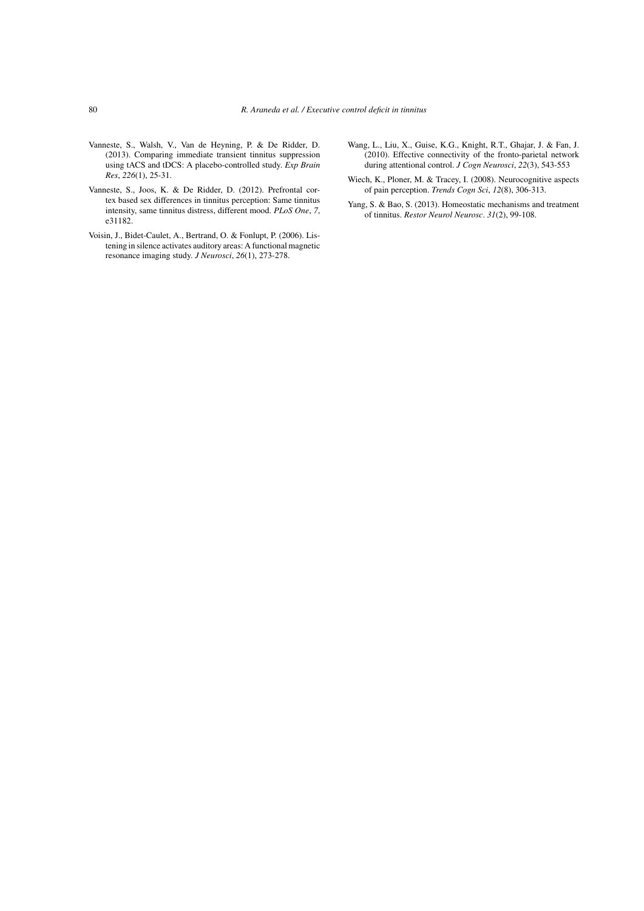Vanneste, S., Walsh, V., Van de Heyning, P. & De Ridder, D. (2013). Comparing immediate transient tinnitus suppression using tACS and tDCS: A placebo-controlled study. *Exp Brain Res*, *226*(1), 25-31.

Vanneste, S., Joos, K. & De Ridder, D. (2012). Prefrontal cortex based sex differences in tinnitus perception: Same tinnitus intensity, same tinnitus distress, different mood. *PLoS One*, *7*, e31182.

Voisin, J., Bidet-Caulet, A., Bertrand, O. & Fonlupt, P. (2006). Listening in silence activates auditory areas: A functional magnetic resonance imaging study. *J Neurosci*, *26*(1), 273-278.

Wang, L., Liu, X., Guise, K.G., Knight, R.T., Ghajar, J. & Fan, J. (2010). Effective connectivity of the fronto-parietal network during attentional control. *J Cogn Neurosci*, *22*(3), 543-553

Wiech, K., Ploner, M. & Tracey, I. (2008). Neurocognitive aspects of pain perception. *Trends Cogn Sci*, *12*(8), 306-313.

Yang, S. & Bao, S. (2013). Homeostatic mechanisms and treatment of tinnitus. *Restor Neurol Neurosc*. *31*(2), 99-108.